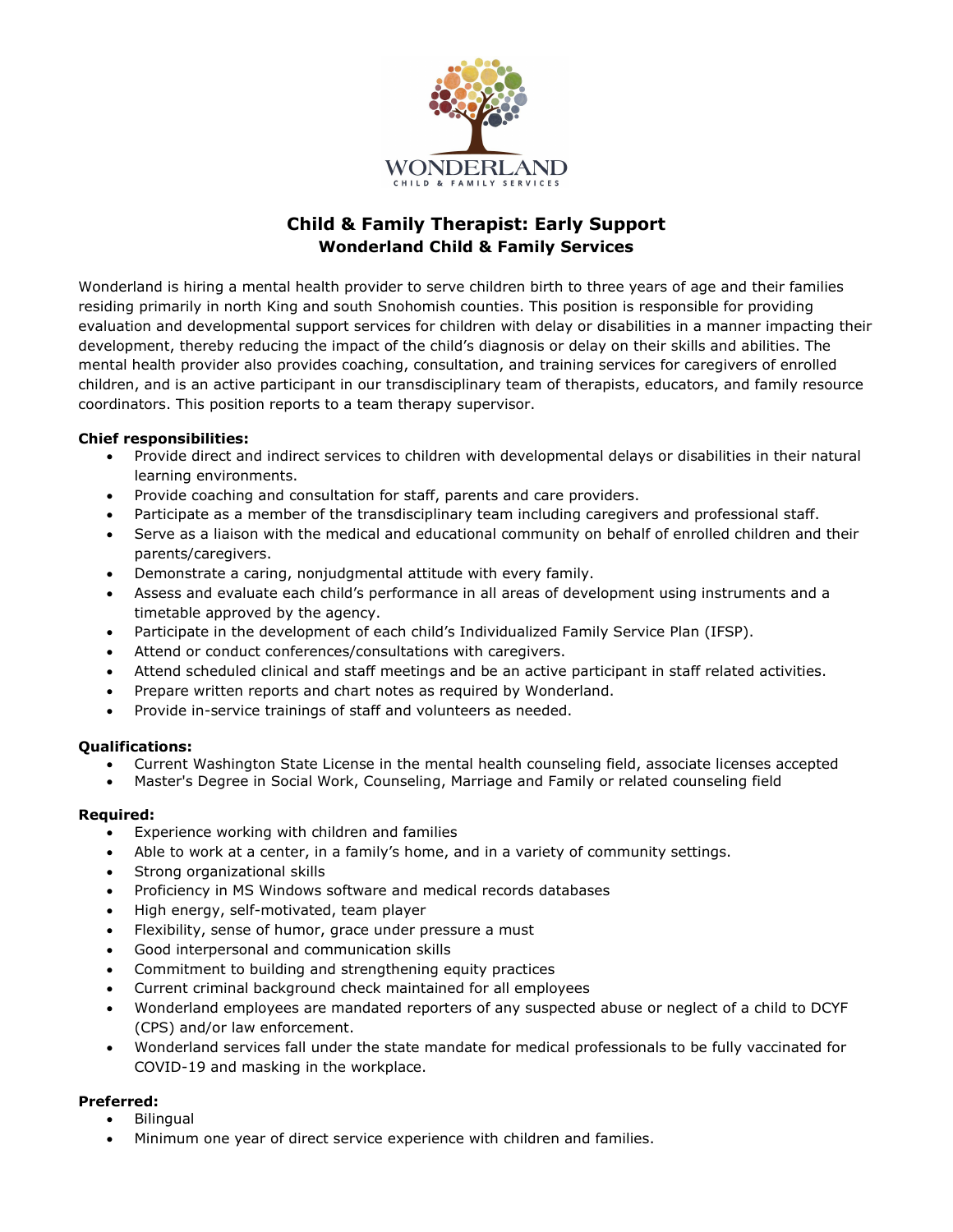# Child & Family Therapist: Early Support

## Wonderland Child & Family Services

Wonderland is hiring a mental health provider to serve children birth to three years of age and their families residing primarily in north King and south Snohomish counties. This position is responsible for providing evaluation and developmental support services for children with delay or disabilities in a manner impacting their development, thereby reducing the impact of the child's diagnosis or delay on their skills and abilities. The mental health provider also provides coaching, consultation, and training services for caregivers of enrolled children, and is an active participant in our transdisciplinary team of therapists, educators, and family resource coordinators. This position reports to a team therapy supervisor.

**Chief responsibilities:**

- Provide direct and indirect services to children with developmental delays or disabilities in their natural learning environments.
- Provide coaching and consultation for staff, parents and care providers.
- Participate as a member of the transdisciplinary team including caregivers and professional staff.
- Serve as a liaison with the medical and educational community on behalf of enrolled children and their parents/caregivers.
- Demonstrate a caring, nonjudgmental attitude with every family.
- Assess and evaluate each child's performance in all areas of development using instruments and a timetable approved by the agency.
- Participate in the development of each child's Individualized Family Service Plan (IFSP).
- Attend or conduct conferences/consultations with caregivers.
- Attend scheduled clinical and staff meetings and be an active participant in staff related activities.
- Prepare written reports and chart notes as required by Wonderland.
- Provide in-service trainings of staff and volunteers as needed.

**Qualifications:**

- Current Washington State License in the mental health counseling field, associate licenses accepted
- Master's Degree in Social Work, Counseling, Marriage and Family or related counseling field

**Required:**

- Experience working with children and families
- Able to work at a center, in a family's home, and in a variety of community settings.
- Strong organizational skills
- Proficiency in MS Windows software and medical records databases
- High energy, self-motivated, team player
- Flexibility, sense of humor, grace under pressure a must
- Good interpersonal and communication skills
- Commitment to building and strengthening equity practices
- Current criminal background check maintained for all employees
- Wonderland employees are mandated reporters of any suspected abuse or neglect of a child to DCYF (CPS) and/or law enforcement.
- Wonderland services fall under the state mandate for medical professionals to be fully vaccinated for COVID-19 and masking in the workplace.

**Preferred:**

- Bilingual
- Minimum one year of direct service experience with children and families.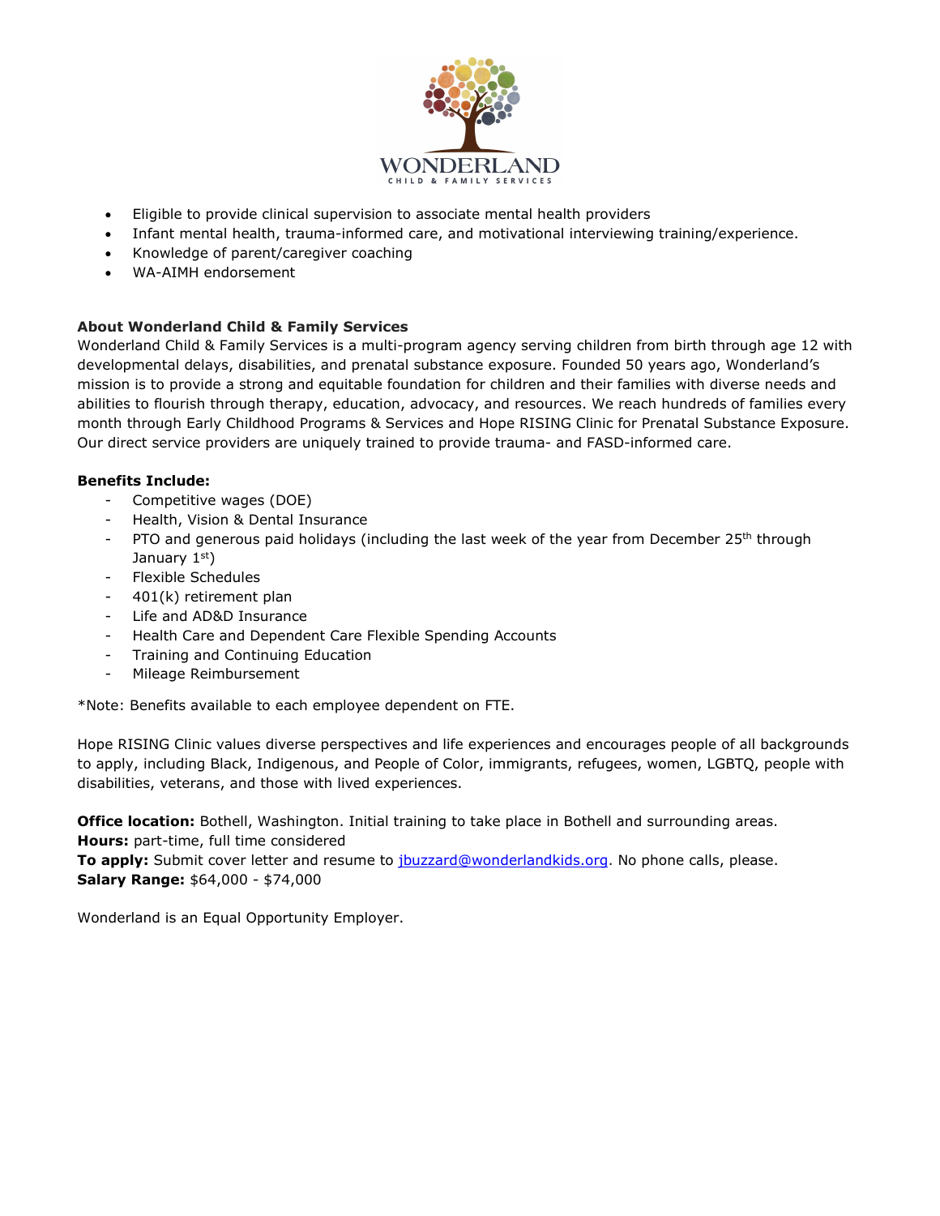WONDERLAND
CHILD & FAMILY SERVICES

- Eligible to provide clinical supervision to associate mental health providers
- Infant mental health, trauma-informed care, and motivational interviewing training/experience.
- Knowledge of parent/caregiver coaching
- WA-AIMH endorsement

**About Wonderland Child & Family Services**
Wonderland Child & Family Services is a multi-program agency serving children from birth through age 12 with developmental delays, disabilities, and prenatal substance exposure. Founded 50 years ago, Wonderland's mission is to provide a strong and equitable foundation for children and their families with diverse needs and abilities to flourish through therapy, education, advocacy, and resources. We reach hundreds of families every month through Early Childhood Programs & Services and Hope RISING Clinic for Prenatal Substance Exposure. Our direct service providers are uniquely trained to provide trauma- and FASD-informed care.

**Benefits Include:**

- Competitive wages (DOE)
- Health, Vision & Dental Insurance
- PTO and generous paid holidays (including the last week of the year from December 25th through January 1st)
- Flexible Schedules
- 401(k) retirement plan
- Life and AD&D Insurance
- Health Care and Dependent Care Flexible Spending Accounts
- Training and Continuing Education
- Mileage Reimbursement

*Note: Benefits available to each employee dependent on FTE.

Hope RISING Clinic values diverse perspectives and life experiences and encourages people of all backgrounds to apply, including Black, Indigenous, and People of Color, immigrants, refugees, women, LGBTQ, people with disabilities, veterans, and those with lived experiences.

**Office location:** Bothell, Washington. Initial training to take place in Bothell and surrounding areas.
**Hours:** part-time, full time considered
**To apply:** Submit cover letter and resume to jbuzzard@wonderlandkids.org. No phone calls, please.
**Salary Range:** $64,000 - $74,000

Wonderland is an Equal Opportunity Employer.